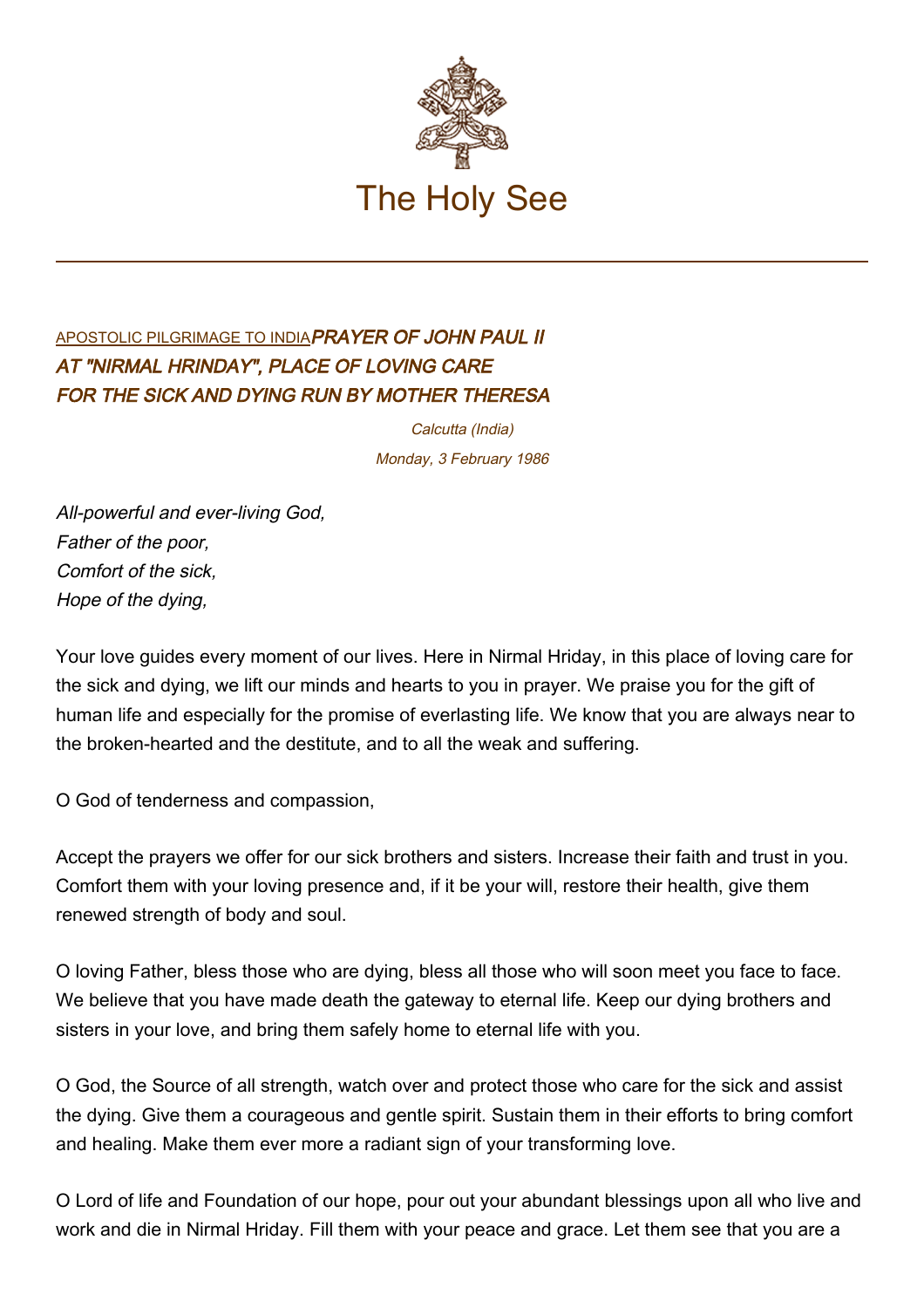# The Holy See

APOSTOLIC PILGRIMAGE TO INDIA

## *PRAYER OF JOHN PAUL II AT "NIRMAL HRINDAY", PLACE OF LOVING CARE FOR THE SICK AND DYING RUN BY MOTHER THERESA*

*Calcutta (India)*
*Monday, 3 February 1986*

*All-powerful and ever-living God,*
*Father of the poor,*
*Comfort of the sick,*
*Hope of the dying,*

Your love guides every moment of our lives. Here in Nirmal Hriday, in this place of loving care for the sick and dying, we lift our minds and hearts to you in prayer. We praise you for the gift of human life and especially for the promise of everlasting life. We know that you are always near to the broken-hearted and the destitute, and to all the weak and suffering.

O God of tenderness and compassion,

Accept the prayers we offer for our sick brothers and sisters. Increase their faith and trust in you. Comfort them with your loving presence and, if it be your will, restore their health, give them renewed strength of body and soul.

O loving Father, bless those who are dying, bless all those who will soon meet you face to face. We believe that you have made death the gateway to eternal life. Keep our dying brothers and sisters in your love, and bring them safely home to eternal life with you.

O God, the Source of all strength, watch over and protect those who care for the sick and assist the dying. Give them a courageous and gentle spirit. Sustain them in their efforts to bring comfort and healing. Make them ever more a radiant sign of your transforming love.

O Lord of life and Foundation of our hope, pour out your abundant blessings upon all who live and work and die in Nirmal Hriday. Fill them with your peace and grace. Let them see that you are a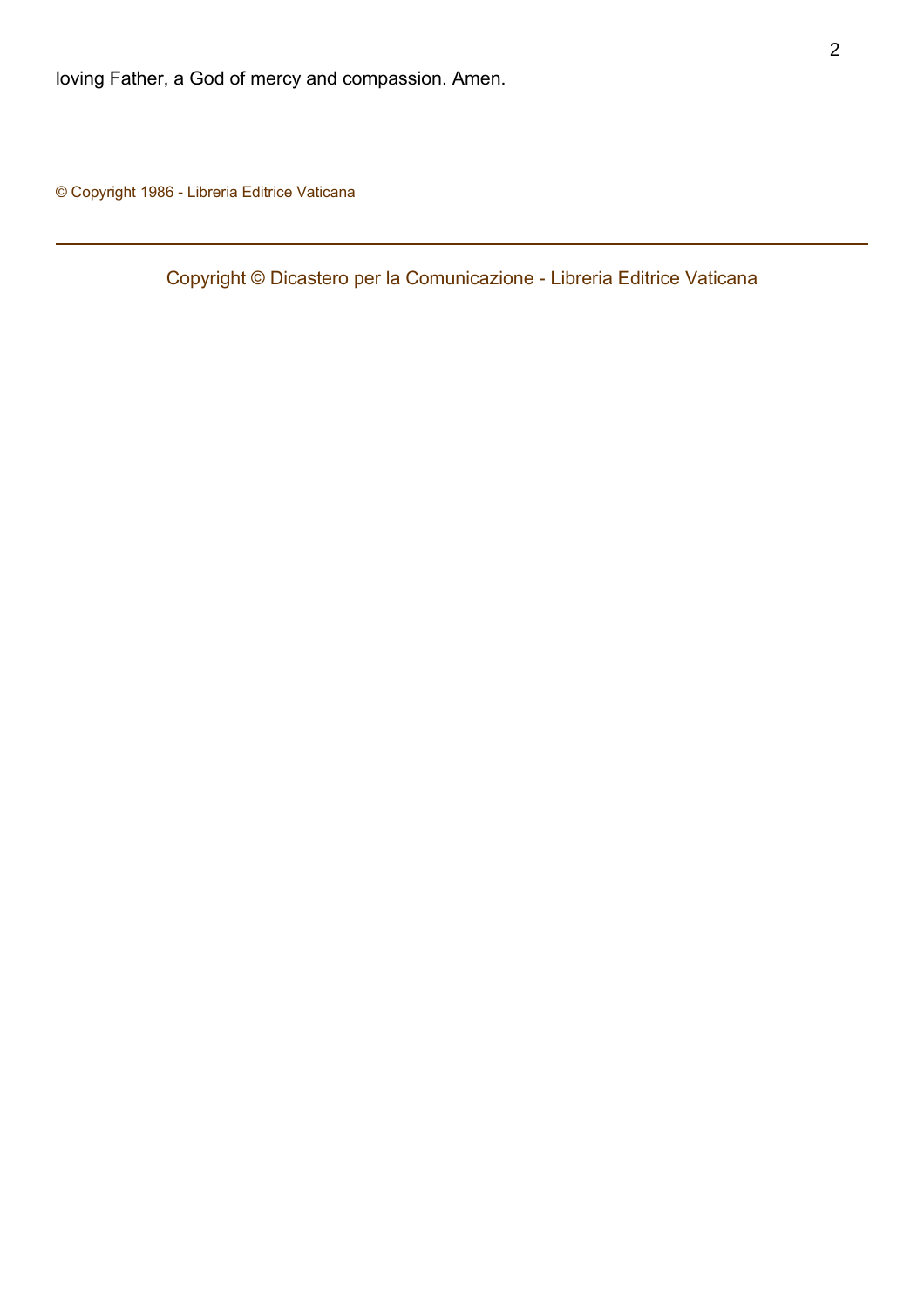loving Father, a God of mercy and compassion. Amen.

© Copyright 1986 - Libreria Editrice Vaticana

---

Copyright © Dicastero per la Comunicazione - Libreria Editrice Vaticana